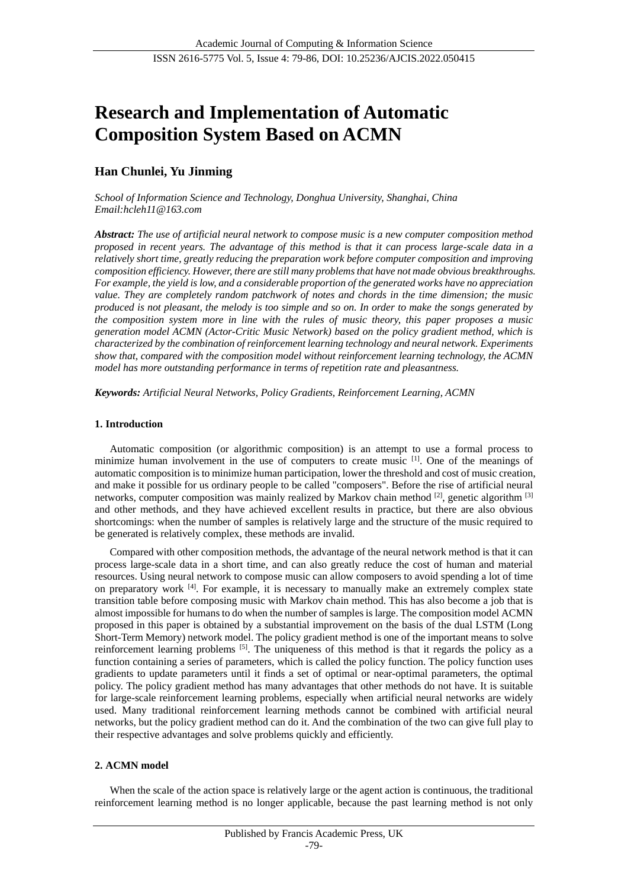# Research and Implementation of Automatic Composition System Based on ACMN

**Han Chunlei, Yu Jinming**

*School of Information Science and Technology, Donghua University, Shanghai, China*
*Email:hcleh11@163.com*

***Abstract:*** *The use of artificial neural network to compose music is a new computer composition method proposed in recent years. The advantage of this method is that it can process large-scale data in a relatively short time, greatly reducing the preparation work before computer composition and improving composition efficiency. However, there are still many problems that have not made obvious breakthroughs. For example, the yield is low, and a considerable proportion of the generated works have no appreciation value. They are completely random patchwork of notes and chords in the time dimension; the music produced is not pleasant, the melody is too simple and so on. In order to make the songs generated by the composition system more in line with the rules of music theory, this paper proposes a music generation model ACMN (Actor-Critic Music Network) based on the policy gradient method, which is characterized by the combination of reinforcement learning technology and neural network. Experiments show that, compared with the composition model without reinforcement learning technology, the ACMN model has more outstanding performance in terms of repetition rate and pleasantness.*

***Keywords:*** *Artificial Neural Networks, Policy Gradients, Reinforcement Learning, ACMN*

## 1. Introduction

Automatic composition (or algorithmic composition) is an attempt to use a formal process to minimize human involvement in the use of computers to create music [1]. One of the meanings of automatic composition is to minimize human participation, lower the threshold and cost of music creation, and make it possible for us ordinary people to be called "composers". Before the rise of artificial neural networks, computer composition was mainly realized by Markov chain method [2], genetic algorithm [3] and other methods, and they have achieved excellent results in practice, but there are also obvious shortcomings: when the number of samples is relatively large and the structure of the music required to be generated is relatively complex, these methods are invalid.

Compared with other composition methods, the advantage of the neural network method is that it can process large-scale data in a short time, and can also greatly reduce the cost of human and material resources. Using neural network to compose music can allow composers to avoid spending a lot of time on preparatory work [4]. For example, it is necessary to manually make an extremely complex state transition table before composing music with Markov chain method. This has also become a job that is almost impossible for humans to do when the number of samples is large. The composition model ACMN proposed in this paper is obtained by a substantial improvement on the basis of the dual LSTM (Long Short-Term Memory) network model. The policy gradient method is one of the important means to solve reinforcement learning problems [5]. The uniqueness of this method is that it regards the policy as a function containing a series of parameters, which is called the policy function. The policy function uses gradients to update parameters until it finds a set of optimal or near-optimal parameters, the optimal policy. The policy gradient method has many advantages that other methods do not have. It is suitable for large-scale reinforcement learning problems, especially when artificial neural networks are widely used. Many traditional reinforcement learning methods cannot be combined with artificial neural networks, but the policy gradient method can do it. And the combination of the two can give full play to their respective advantages and solve problems quickly and efficiently.

## 2. ACMN model

When the scale of the action space is relatively large or the agent action is continuous, the traditional reinforcement learning method is no longer applicable, because the past learning method is not only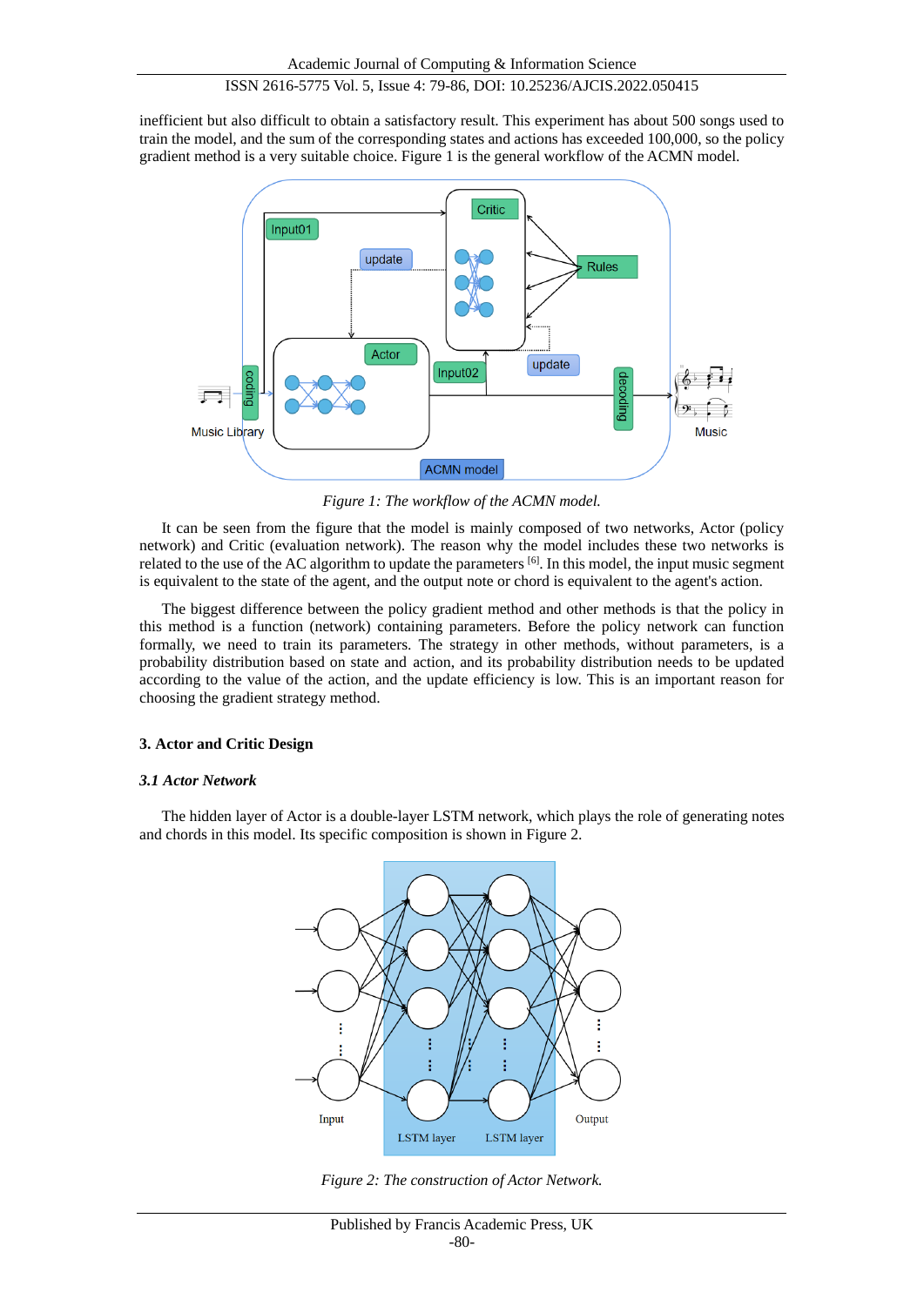inefficient but also difficult to obtain a satisfactory result. This experiment has about 500 songs used to train the model, and the sum of the corresponding states and actions has exceeded 100,000, so the policy gradient method is a very suitable choice. Figure 1 is the general workflow of the ACMN model.

*Figure 1: The workflow of the ACMN model.*

It can be seen from the figure that the model is mainly composed of two networks, Actor (policy network) and Critic (evaluation network). The reason why the model includes these two networks is related to the use of the AC algorithm to update the parameters [6]. In this model, the input music segment is equivalent to the state of the agent, and the output note or chord is equivalent to the agent's action.

The biggest difference between the policy gradient method and other methods is that the policy in this method is a function (network) containing parameters. Before the policy network can function formally, we need to train its parameters. The strategy in other methods, without parameters, is a probability distribution based on state and action, and its probability distribution needs to be updated according to the value of the action, and the update efficiency is low. This is an important reason for choosing the gradient strategy method.

## 3. Actor and Critic Design

### *3.1 Actor Network*

The hidden layer of Actor is a double-layer LSTM network, which plays the role of generating notes and chords in this model. Its specific composition is shown in Figure 2.

*Figure 2: The construction of Actor Network.*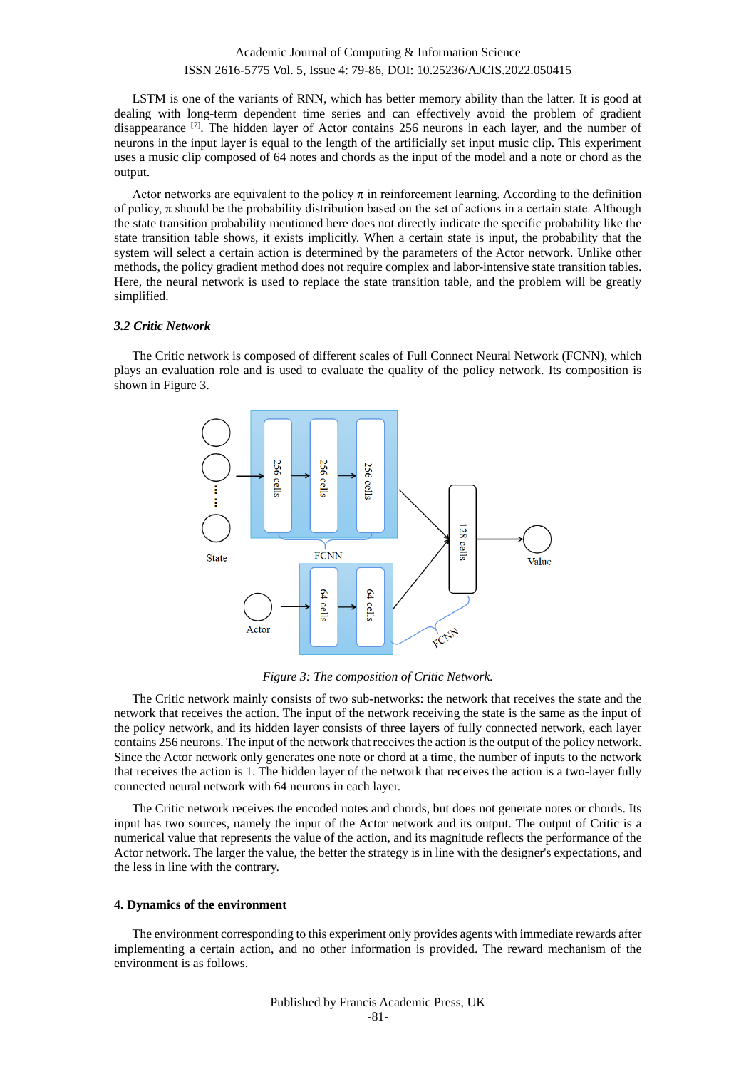LSTM is one of the variants of RNN, which has better memory ability than the latter. It is good at dealing with long-term dependent time series and can effectively avoid the problem of gradient disappearance [7]. The hidden layer of Actor contains 256 neurons in each layer, and the number of neurons in the input layer is equal to the length of the artificially set input music clip. This experiment uses a music clip composed of 64 notes and chords as the input of the model and a note or chord as the output.

Actor networks are equivalent to the policy π in reinforcement learning. According to the definition of policy, π should be the probability distribution based on the set of actions in a certain state. Although the state transition probability mentioned here does not directly indicate the specific probability like the state transition table shows, it exists implicitly. When a certain state is input, the probability that the system will select a certain action is determined by the parameters of the Actor network. Unlike other methods, the policy gradient method does not require complex and labor-intensive state transition tables. Here, the neural network is used to replace the state transition table, and the problem will be greatly simplified.

### *3.2 Critic Network*

The Critic network is composed of different scales of Full Connect Neural Network (FCNN), which plays an evaluation role and is used to evaluate the quality of the policy network. Its composition is shown in Figure 3.

*Figure 3: The composition of Critic Network.*

The Critic network mainly consists of two sub-networks: the network that receives the state and the network that receives the action. The input of the network receiving the state is the same as the input of the policy network, and its hidden layer consists of three layers of fully connected network, each layer contains 256 neurons. The input of the network that receives the action is the output of the policy network. Since the Actor network only generates one note or chord at a time, the number of inputs to the network that receives the action is 1. The hidden layer of the network that receives the action is a two-layer fully connected neural network with 64 neurons in each layer.

The Critic network receives the encoded notes and chords, but does not generate notes or chords. Its input has two sources, namely the input of the Actor network and its output. The output of Critic is a numerical value that represents the value of the action, and its magnitude reflects the performance of the Actor network. The larger the value, the better the strategy is in line with the designer's expectations, and the less in line with the contrary.

## 4. Dynamics of the environment

The environment corresponding to this experiment only provides agents with immediate rewards after implementing a certain action, and no other information is provided. The reward mechanism of the environment is as follows.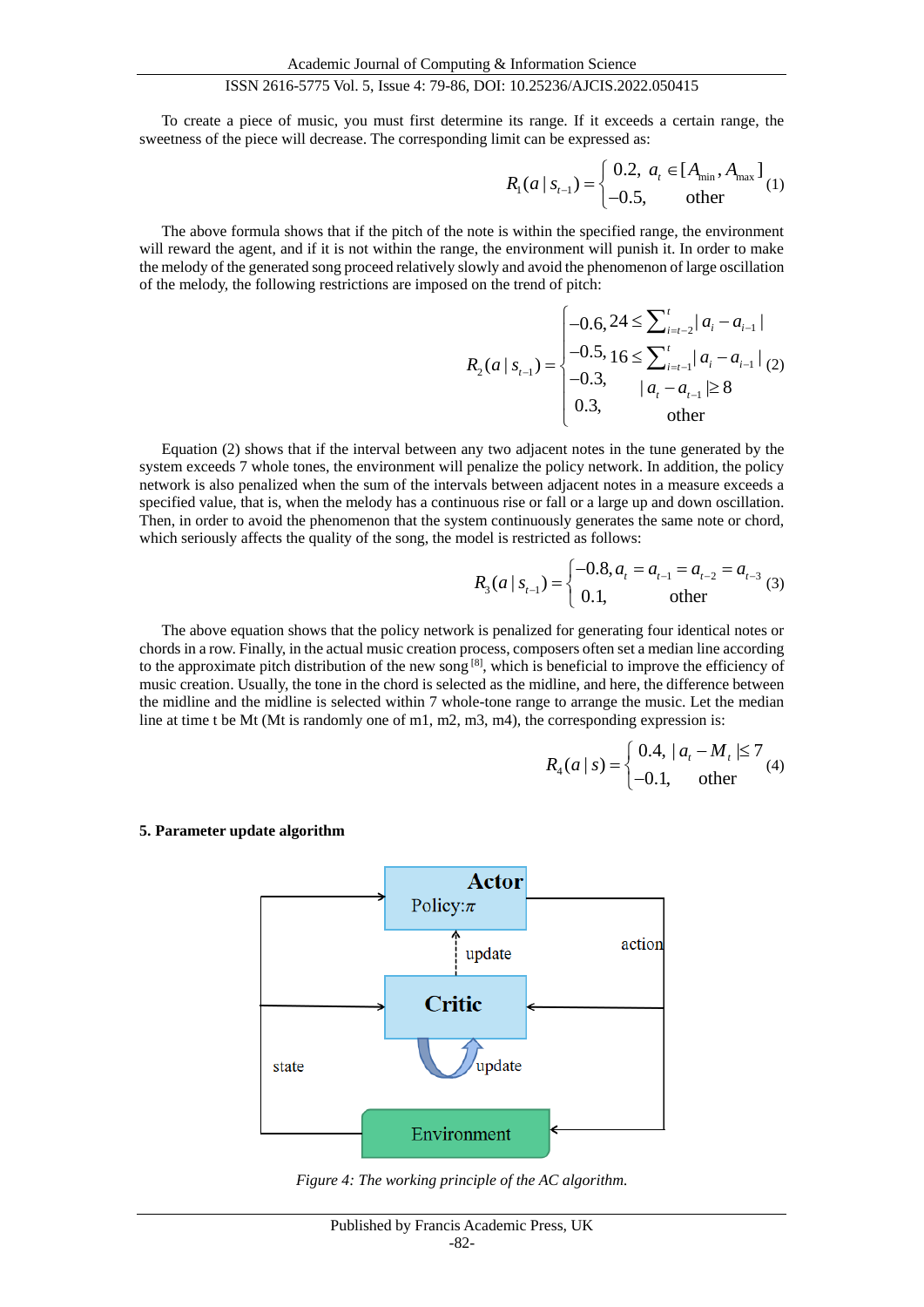To create a piece of music, you must first determine its range. If it exceeds a certain range, the sweetness of the piece will decrease. The corresponding limit can be expressed as:

$$R_1(a \mid s_{t-1}) = \begin{cases} 0.2, & a_t \in [A_{\min}, A_{\max}] \\ -0.5, & \text{other} \end{cases} \quad (1)$$

The above formula shows that if the pitch of the note is within the specified range, the environment will reward the agent, and if it is not within the range, the environment will punish it. In order to make the melody of the generated song proceed relatively slowly and avoid the phenomenon of large oscillation of the melody, the following restrictions are imposed on the trend of pitch:

$$R_2(a \mid s_{t-1}) = \begin{cases} -0.6, & 24 \le \sum_{i=t-2}^{t} |a_i - a_{i-1}| \\ -0.5, & 16 \le \sum_{i=t-1}^{t} |a_i - a_{i-1}| \\ -0.3, & |a_t - a_{t-1}| \ge 8 \\ 0.3, & \text{other} \end{cases} \quad (2)$$

Equation (2) shows that if the interval between any two adjacent notes in the tune generated by the system exceeds 7 whole tones, the environment will penalize the policy network. In addition, the policy network is also penalized when the sum of the intervals between adjacent notes in a measure exceeds a specified value, that is, when the melody has a continuous rise or fall or a large up and down oscillation. Then, in order to avoid the phenomenon that the system continuously generates the same note or chord, which seriously affects the quality of the song, the model is restricted as follows:

$$R_3(a \mid s_{t-1}) = \begin{cases} -0.8, & a_t = a_{t-1} = a_{t-2} = a_{t-3} \\ 0.1, & \text{other} \end{cases} \quad (3)$$

The above equation shows that the policy network is penalized for generating four identical notes or chords in a row. Finally, in the actual music creation process, composers often set a median line according to the approximate pitch distribution of the new song [8], which is beneficial to improve the efficiency of music creation. Usually, the tone in the chord is selected as the midline, and here, the difference between the midline and the midline is selected within 7 whole-tone range to arrange the music. Let the median line at time t be Mt (Mt is randomly one of m1, m2, m3, m4), the corresponding expression is:

$$R_4(a \mid s) = \begin{cases} 0.4, & |a_t - M_t| \le 7 \\ -0.1, & \text{other} \end{cases} \quad (4)$$

## 5. Parameter update algorithm

*Figure 4: The working principle of the AC algorithm.*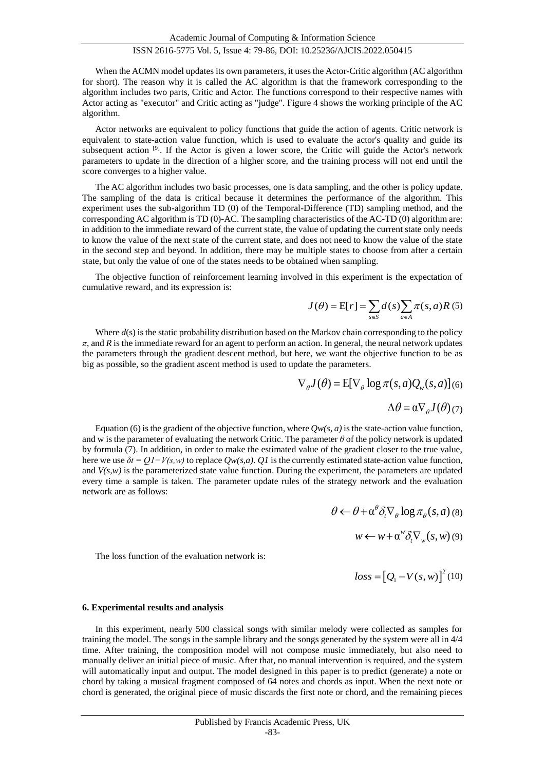When the ACMN model updates its own parameters, it uses the Actor-Critic algorithm (AC algorithm for short). The reason why it is called the AC algorithm is that the framework corresponding to the algorithm includes two parts, Critic and Actor. The functions correspond to their respective names with Actor acting as "executor" and Critic acting as "judge". Figure 4 shows the working principle of the AC algorithm.

Actor networks are equivalent to policy functions that guide the action of agents. Critic network is equivalent to state-action value function, which is used to evaluate the actor's quality and guide its subsequent action [9]. If the Actor is given a lower score, the Critic will guide the Actor's network parameters to update in the direction of a higher score, and the training process will not end until the score converges to a higher value.

The AC algorithm includes two basic processes, one is data sampling, and the other is policy update. The sampling of the data is critical because it determines the performance of the algorithm. This experiment uses the sub-algorithm TD (0) of the Temporal-Difference (TD) sampling method, and the corresponding AC algorithm is TD (0)-AC. The sampling characteristics of the AC-TD (0) algorithm are: in addition to the immediate reward of the current state, the value of updating the current state only needs to know the value of the next state of the current state, and does not need to know the value of the state in the second step and beyond. In addition, there may be multiple states to choose from after a certain state, but only the value of one of the states needs to be obtained when sampling.

The objective function of reinforcement learning involved in this experiment is the expectation of cumulative reward, and its expression is:

$$J(\theta) = \mathrm{E}[r] = \sum_{s \in S} d(s) \sum_{a \in A} \pi(s,a) R \quad (5)$$

Where $d(s)$ is the static probability distribution based on the Markov chain corresponding to the policy $\pi$, and $R$ is the immediate reward for an agent to perform an action. In general, the neural network updates the parameters through the gradient descent method, but here, we want the objective function to be as big as possible, so the gradient ascent method is used to update the parameters.

$$\nabla_\theta J(\theta) = \mathrm{E}[\nabla_\theta \log \pi(s,a) Q_w(s,a)] \quad (6)$$

$$\Delta\theta = \alpha \nabla_\theta J(\theta) \quad (7)$$

Equation (6) is the gradient of the objective function, where $Qw(s, a)$ is the state-action value function, and w is the parameter of evaluating the network Critic. The parameter $\theta$ of the policy network is updated by formula (7). In addition, in order to make the estimated value of the gradient closer to the true value, here we use $\delta t = Q1 - V(s,w)$ to replace $Qw(s,a)$. $Q1$ is the currently estimated state-action value function, and $V(s,w)$ is the parameterized state value function. During the experiment, the parameters are updated every time a sample is taken. The parameter update rules of the strategy network and the evaluation network are as follows:

$$\theta \leftarrow \theta + \alpha^\theta \delta_t \nabla_\theta \log \pi_\theta(s,a) \quad (8)$$

$$w \leftarrow w + \alpha^w \delta_t \nabla_w (s,w) \quad (9)$$

The loss function of the evaluation network is:

$$loss = \left[Q_1 - V(s,w)\right]^2 \quad (10)$$

## 6. Experimental results and analysis

In this experiment, nearly 500 classical songs with similar melody were collected as samples for training the model. The songs in the sample library and the songs generated by the system were all in 4/4 time. After training, the composition model will not compose music immediately, but also need to manually deliver an initial piece of music. After that, no manual intervention is required, and the system will automatically input and output. The model designed in this paper is to predict (generate) a note or chord by taking a musical fragment composed of 64 notes and chords as input. When the next note or chord is generated, the original piece of music discards the first note or chord, and the remaining pieces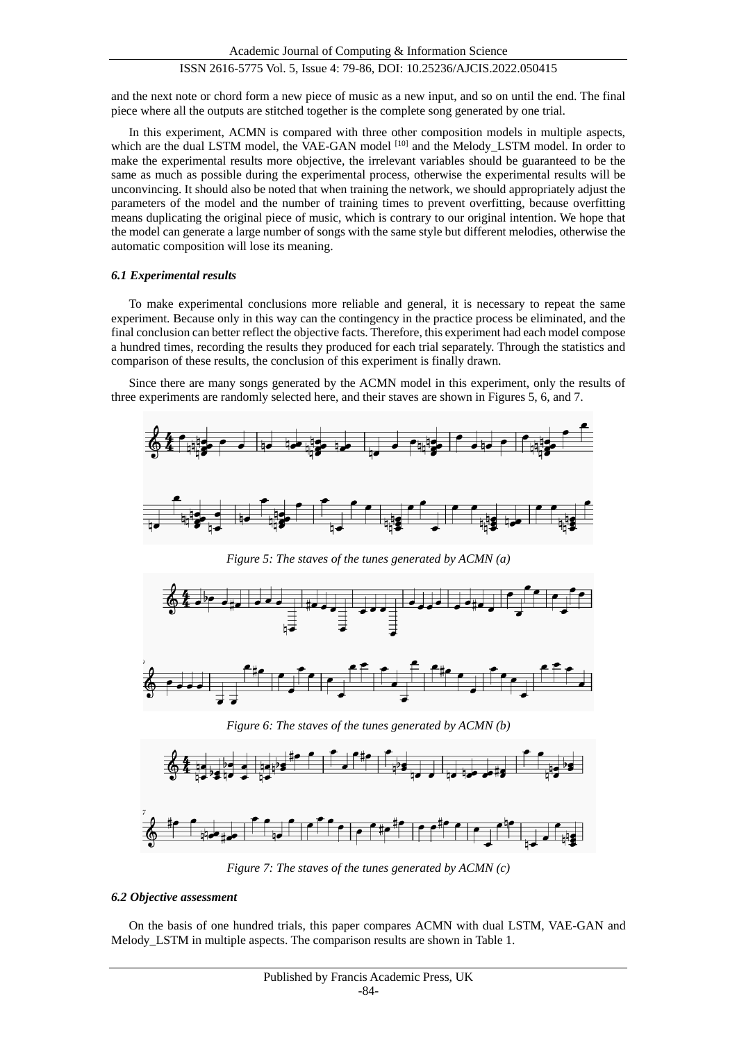and the next note or chord form a new piece of music as a new input, and so on until the end. The final piece where all the outputs are stitched together is the complete song generated by one trial.

In this experiment, ACMN is compared with three other composition models in multiple aspects, which are the dual LSTM model, the VAE-GAN model [10] and the Melody_LSTM model. In order to make the experimental results more objective, the irrelevant variables should be guaranteed to be the same as much as possible during the experimental process, otherwise the experimental results will be unconvincing. It should also be noted that when training the network, we should appropriately adjust the parameters of the model and the number of training times to prevent overfitting, because overfitting means duplicating the original piece of music, which is contrary to our original intention. We hope that the model can generate a large number of songs with the same style but different melodies, otherwise the automatic composition will lose its meaning.

### *6.1 Experimental results*

To make experimental conclusions more reliable and general, it is necessary to repeat the same experiment. Because only in this way can the contingency in the practice process be eliminated, and the final conclusion can better reflect the objective facts. Therefore, this experiment had each model compose a hundred times, recording the results they produced for each trial separately. Through the statistics and comparison of these results, the conclusion of this experiment is finally drawn.

Since there are many songs generated by the ACMN model in this experiment, only the results of three experiments are randomly selected here, and their staves are shown in Figures 5, 6, and 7.

*Figure 5: The staves of the tunes generated by ACMN (a)*

*Figure 6: The staves of the tunes generated by ACMN (b)*

*Figure 7: The staves of the tunes generated by ACMN (c)*

### *6.2 Objective assessment*

On the basis of one hundred trials, this paper compares ACMN with dual LSTM, VAE-GAN and Melody_LSTM in multiple aspects. The comparison results are shown in Table 1.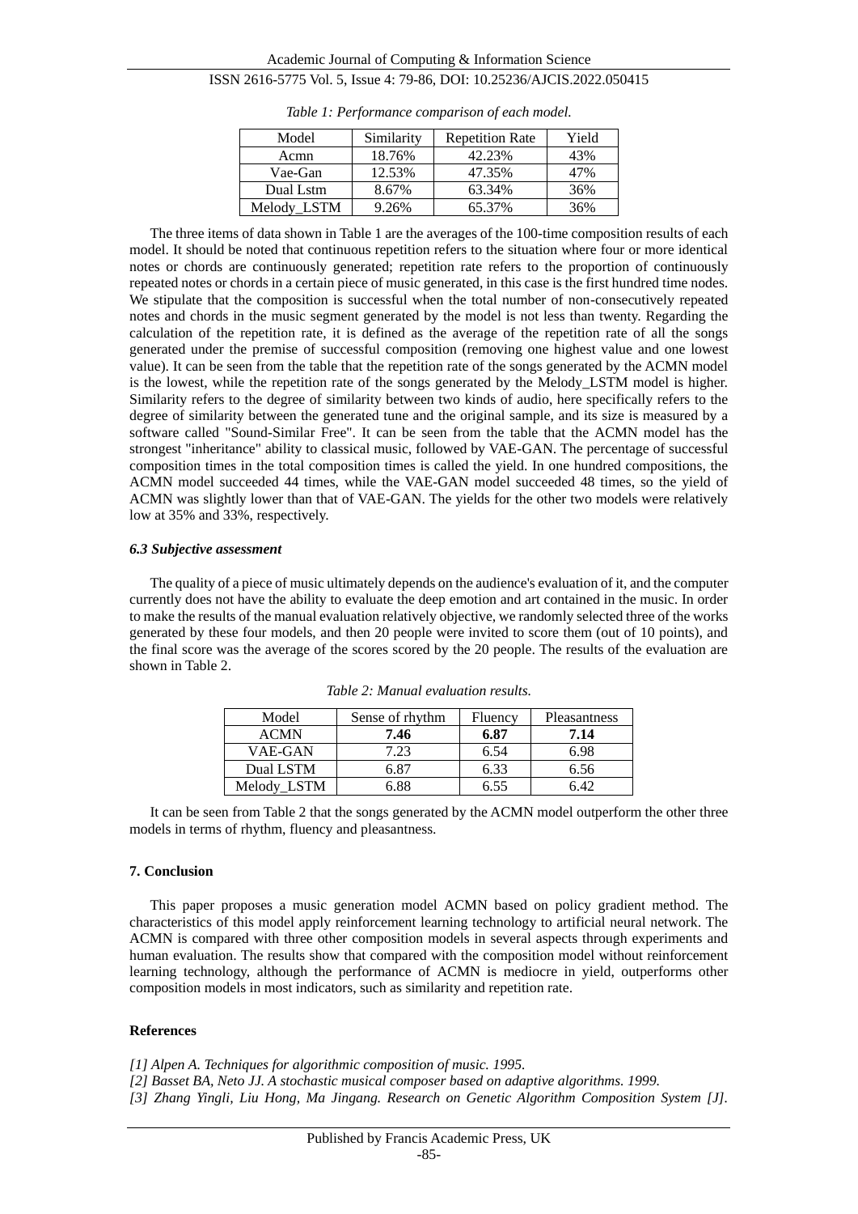*Table 1: Performance comparison of each model.*

| Model | Similarity | Repetition Rate | Yield |
|---|---|---|---|
| Acmn | 18.76% | 42.23% | 43% |
| Vae-Gan | 12.53% | 47.35% | 47% |
| Dual Lstm | 8.67% | 63.34% | 36% |
| Melody_LSTM | 9.26% | 65.37% | 36% |

The three items of data shown in Table 1 are the averages of the 100-time composition results of each model. It should be noted that continuous repetition refers to the situation where four or more identical notes or chords are continuously generated; repetition rate refers to the proportion of continuously repeated notes or chords in a certain piece of music generated, in this case is the first hundred time nodes. We stipulate that the composition is successful when the total number of non-consecutively repeated notes and chords in the music segment generated by the model is not less than twenty. Regarding the calculation of the repetition rate, it is defined as the average of the repetition rate of all the songs generated under the premise of successful composition (removing one highest value and one lowest value). It can be seen from the table that the repetition rate of the songs generated by the ACMN model is the lowest, while the repetition rate of the songs generated by the Melody_LSTM model is higher. Similarity refers to the degree of similarity between two kinds of audio, here specifically refers to the degree of similarity between the generated tune and the original sample, and its size is measured by a software called "Sound-Similar Free". It can be seen from the table that the ACMN model has the strongest "inheritance" ability to classical music, followed by VAE-GAN. The percentage of successful composition times in the total composition times is called the yield. In one hundred compositions, the ACMN model succeeded 44 times, while the VAE-GAN model succeeded 48 times, so the yield of ACMN was slightly lower than that of VAE-GAN. The yields for the other two models were relatively low at 35% and 33%, respectively.

### *6.3 Subjective assessment*

The quality of a piece of music ultimately depends on the audience's evaluation of it, and the computer currently does not have the ability to evaluate the deep emotion and art contained in the music. In order to make the results of the manual evaluation relatively objective, we randomly selected three of the works generated by these four models, and then 20 people were invited to score them (out of 10 points), and the final score was the average of the scores scored by the 20 people. The results of the evaluation are shown in Table 2.

*Table 2: Manual evaluation results.*

| Model | Sense of rhythm | Fluency | Pleasantness |
|---|---|---|---|
| ACMN | **7.46** | **6.87** | **7.14** |
| VAE-GAN | 7.23 | 6.54 | 6.98 |
| Dual LSTM | 6.87 | 6.33 | 6.56 |
| Melody_LSTM | 6.88 | 6.55 | 6.42 |

It can be seen from Table 2 that the songs generated by the ACMN model outperform the other three models in terms of rhythm, fluency and pleasantness.

## 7. Conclusion

This paper proposes a music generation model ACMN based on policy gradient method. The characteristics of this model apply reinforcement learning technology to artificial neural network. The ACMN is compared with three other composition models in several aspects through experiments and human evaluation. The results show that compared with the composition model without reinforcement learning technology, although the performance of ACMN is mediocre in yield, outperforms other composition models in most indicators, such as similarity and repetition rate.

## References

*[1] Alpen A. Techniques for algorithmic composition of music. 1995.*

*[2] Basset BA, Neto JJ. A stochastic musical composer based on adaptive algorithms. 1999.*

*[3] Zhang Yingli, Liu Hong, Ma Jingang. Research on Genetic Algorithm Composition System [J].*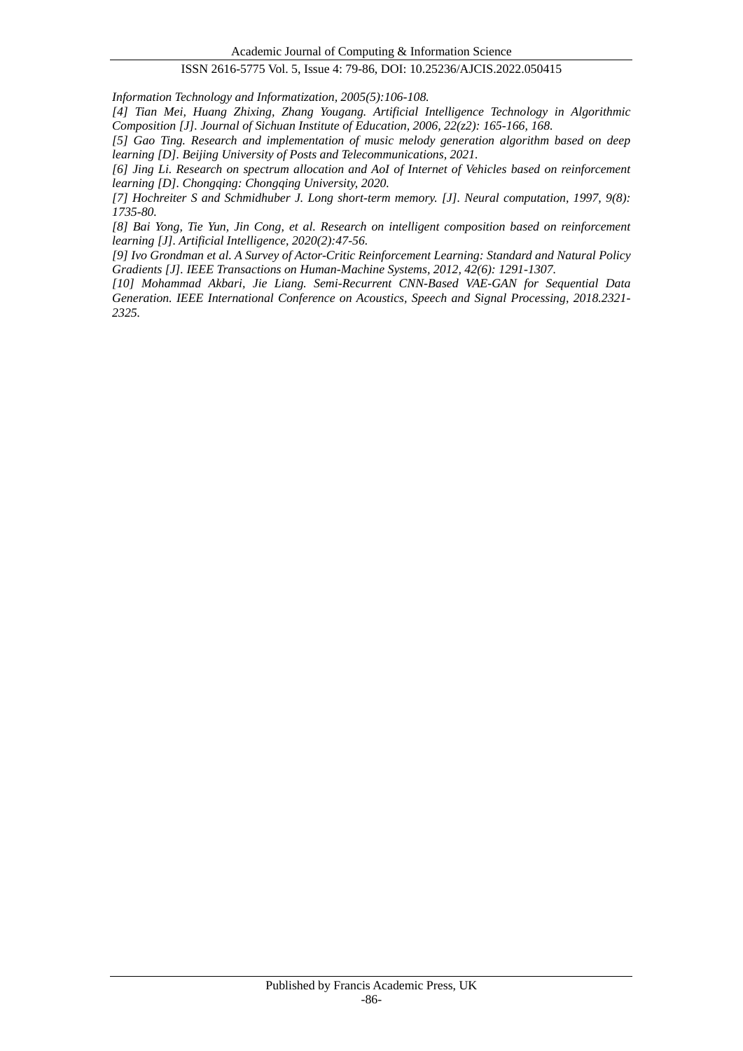*Information Technology and Informatization, 2005(5):106-108.*

*[4] Tian Mei, Huang Zhixing, Zhang Yougang. Artificial Intelligence Technology in Algorithmic Composition [J]. Journal of Sichuan Institute of Education, 2006, 22(z2): 165-166, 168.*

*[5] Gao Ting. Research and implementation of music melody generation algorithm based on deep learning [D]. Beijing University of Posts and Telecommunications, 2021.*

*[6] Jing Li. Research on spectrum allocation and AoI of Internet of Vehicles based on reinforcement learning [D]. Chongqing: Chongqing University, 2020.*

*[7] Hochreiter S and Schmidhuber J. Long short-term memory. [J]. Neural computation, 1997, 9(8): 1735-80.*

*[8] Bai Yong, Tie Yun, Jin Cong, et al. Research on intelligent composition based on reinforcement learning [J]. Artificial Intelligence, 2020(2):47-56.*

*[9] Ivo Grondman et al. A Survey of Actor-Critic Reinforcement Learning: Standard and Natural Policy Gradients [J]. IEEE Transactions on Human-Machine Systems, 2012, 42(6): 1291-1307.*

*[10] Mohammad Akbari, Jie Liang. Semi-Recurrent CNN-Based VAE-GAN for Sequential Data Generation. IEEE International Conference on Acoustics, Speech and Signal Processing, 2018.2321-2325.*